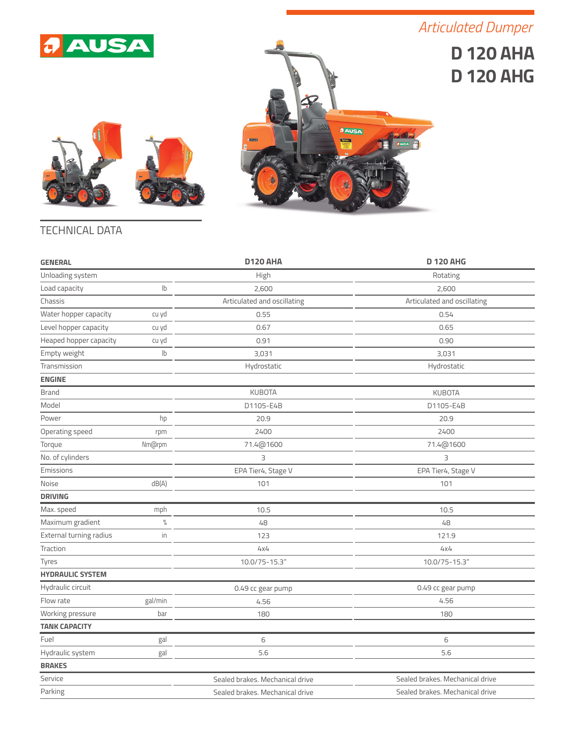*Articulated Dumper*

# D 120 AHA
# D 120 AHG

## TECHNICAL DATA

| GENERAL | | D120 AHA | D 120 AHG |
|---|---|---|---|
| Unloading system | | High | Rotating |
| Load capacity | lb | 2,600 | 2,600 |
| Chassis | | Articulated and oscillating | Articulated and oscillating |
| Water hopper capacity | cu yd | 0.55 | 0.54 |
| Level hopper capacity | cu yd | 0.67 | 0.65 |
| Heaped hopper capacity | cu yd | 0.91 | 0.90 |
| Empty weight | lb | 3,031 | 3,031 |
| Transmission | | Hydrostatic | Hydrostatic |
| **ENGINE** | | | |
| Brand | | KUBOTA | KUBOTA |
| Model | | D1105-E4B | D1105-E4B |
| Power | hp | 20.9 | 20.9 |
| Operating speed | rpm | 2400 | 2400 |
| Torque | Nm@rpm | 71.4@1600 | 71.4@1600 |
| No. of cylinders | | 3 | 3 |
| Emissions | | EPA Tier4, Stage V | EPA Tier4, Stage V |
| Noise | dB(A) | 101 | 101 |
| **DRIVING** | | | |
| Max. speed | mph | 10.5 | 10.5 |
| Maximum gradient | % | 48 | 48 |
| External turning radius | in | 123 | 121.9 |
| Traction | | 4x4 | 4x4 |
| Tyres | | 10.0/75-15.3" | 10.0/75-15.3" |
| **HYDRAULIC SYSTEM** | | | |
| Hydraulic circuit | | 0.49 cc gear pump | 0.49 cc gear pump |
| Flow rate | gal/min | 4.56 | 4.56 |
| Working pressure | bar | 180 | 180 |
| **TANK CAPACITY** | | | |
| Fuel | gal | 6 | 6 |
| Hydraulic system | gal | 5.6 | 5.6 |
| **BRAKES** | | | |
| Service | | Sealed brakes. Mechanical drive | Sealed brakes. Mechanical drive |
| Parking | | Sealed brakes. Mechanical drive | Sealed brakes. Mechanical drive |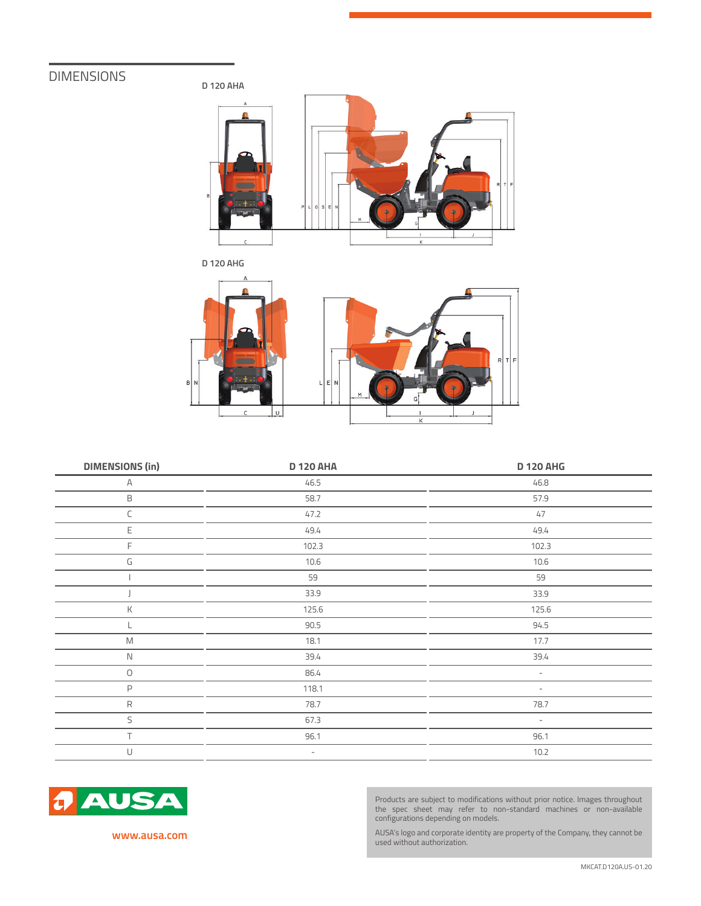## DIMENSIONS

D 120 AHA

D 120 AHG

| DIMENSIONS (in) | D 120 AHA | D 120 AHG |
|---|---|---|
| A | 46.5 | 46.8 |
| B | 58.7 | 57.9 |
| C | 47.2 | 47 |
| E | 49.4 | 49.4 |
| F | 102.3 | 102.3 |
| G | 10.6 | 10.6 |
| I | 59 | 59 |
| J | 33.9 | 33.9 |
| K | 125.6 | 125.6 |
| L | 90.5 | 94.5 |
| M | 18.1 | 17.7 |
| N | 39.4 | 39.4 |
| O | 86.4 | - |
| P | 118.1 | - |
| R | 78.7 | 78.7 |
| S | 67.3 | - |
| T | 96.1 | 96.1 |
| U | - | 10.2 |

AUSA

www.ausa.com

Products are subject to modifications without prior notice. Images throughout the spec sheet may refer to non-standard machines or non-available configurations depending on models.

AUSA's logo and corporate identity are property of the Company, they cannot be used without authorization.

MKCAT.D120A.US-01.20